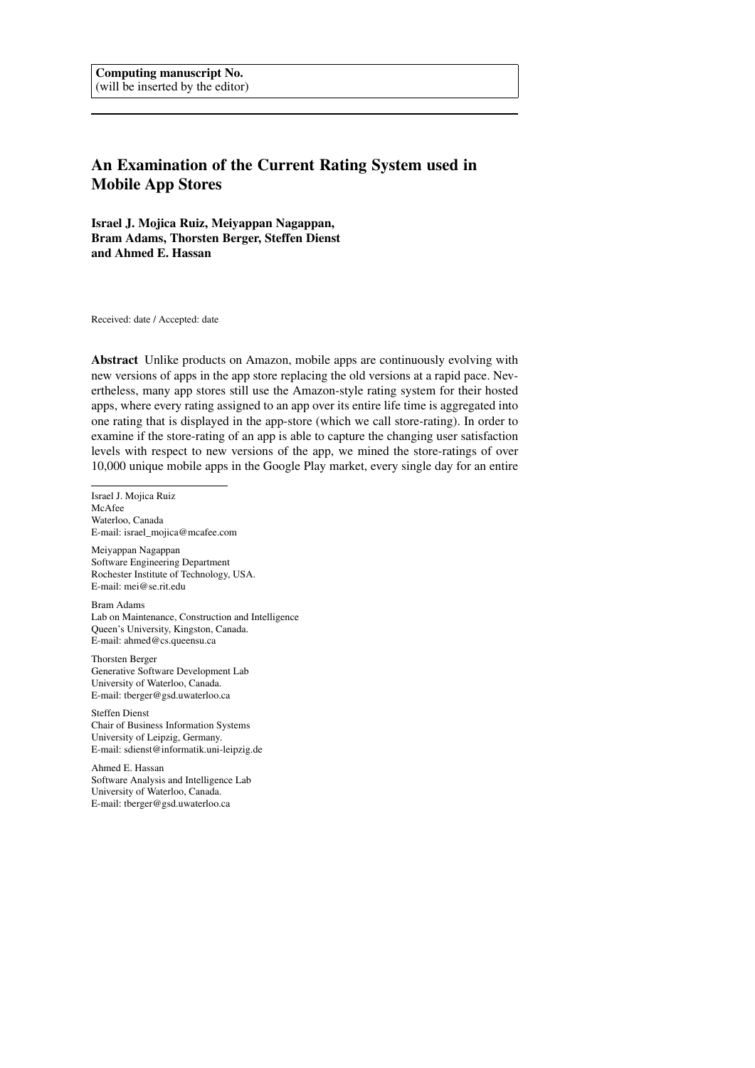**Computing manuscript No.**
(will be inserted by the editor)

# An Examination of the Current Rating System used in Mobile App Stores

**Israel J. Mojica Ruiz, Meiyappan Nagappan, Bram Adams, Thorsten Berger, Steffen Dienst and Ahmed E. Hassan**

Received: date / Accepted: date

**Abstract** Unlike products on Amazon, mobile apps are continuously evolving with new versions of apps in the app store replacing the old versions at a rapid pace. Nevertheless, many app stores still use the Amazon-style rating system for their hosted apps, where every rating assigned to an app over its entire life time is aggregated into one rating that is displayed in the app-store (which we call store-rating). In order to examine if the store-rating of an app is able to capture the changing user satisfaction levels with respect to new versions of the app, we mined the store-ratings of over 10,000 unique mobile apps in the Google Play market, every single day for an entire

---

Israel J. Mojica Ruiz
McAfee
Waterloo, Canada
E-mail: israel_mojica@mcafee.com

Meiyappan Nagappan
Software Engineering Department
Rochester Institute of Technology, USA.
E-mail: mei@se.rit.edu

Bram Adams
Lab on Maintenance, Construction and Intelligence
Queen's University, Kingston, Canada.
E-mail: ahmed@cs.queensu.ca

Thorsten Berger
Generative Software Development Lab
University of Waterloo, Canada.
E-mail: tberger@gsd.uwaterloo.ca

Steffen Dienst
Chair of Business Information Systems
University of Leipzig, Germany.
E-mail: sdienst@informatik.uni-leipzig.de

Ahmed E. Hassan
Software Analysis and Intelligence Lab
University of Waterloo, Canada.
E-mail: tberger@gsd.uwaterloo.ca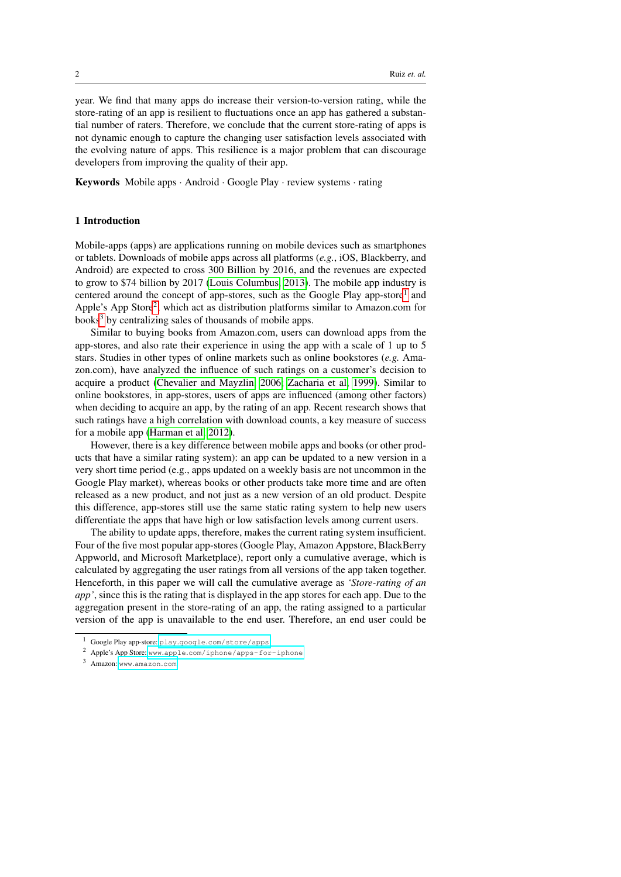year. We find that many apps do increase their version-to-version rating, while the store-rating of an app is resilient to fluctuations once an app has gathered a substantial number of raters. Therefore, we conclude that the current store-rating of apps is not dynamic enough to capture the changing user satisfaction levels associated with the evolving nature of apps. This resilience is a major problem that can discourage developers from improving the quality of their app.

**Keywords** Mobile apps · Android · Google Play · review systems · rating

## 1 Introduction

Mobile-apps (apps) are applications running on mobile devices such as smartphones or tablets. Downloads of mobile apps across all platforms (*e.g.*, iOS, Blackberry, and Android) are expected to cross 300 Billion by 2016, and the revenues are expected to grow to $74 billion by 2017 (Louis Columbus, 2013). The mobile app industry is centered around the concept of app-stores, such as the Google Play app-store[1] and Apple's App Store[2], which act as distribution platforms similar to Amazon.com for books[3] by centralizing sales of thousands of mobile apps.

Similar to buying books from Amazon.com, users can download apps from the app-stores, and also rate their experience in using the app with a scale of 1 up to 5 stars. Studies in other types of online markets such as online bookstores (*e.g.* Amazon.com), have analyzed the influence of such ratings on a customer's decision to acquire a product (Chevalier and Mayzlin, 2006; Zacharia et al, 1999). Similar to online bookstores, in app-stores, users of apps are influenced (among other factors) when deciding to acquire an app, by the rating of an app. Recent research shows that such ratings have a high correlation with download counts, a key measure of success for a mobile app (Harman et al, 2012).

However, there is a key difference between mobile apps and books (or other products that have a similar rating system): an app can be updated to a new version in a very short time period (e.g., apps updated on a weekly basis are not uncommon in the Google Play market), whereas books or other products take more time and are often released as a new product, and not just as a new version of an old product. Despite this difference, app-stores still use the same static rating system to help new users differentiate the apps that have high or low satisfaction levels among current users.

The ability to update apps, therefore, makes the current rating system insufficient. Four of the five most popular app-stores (Google Play, Amazon Appstore, BlackBerry Appworld, and Microsoft Marketplace), report only a cumulative average, which is calculated by aggregating the user ratings from all versions of the app taken together. Henceforth, in this paper we will call the cumulative average as *'Store-rating of an app'*, since this is the rating that is displayed in the app stores for each app. Due to the aggregation present in the store-rating of an app, the rating assigned to a particular version of the app is unavailable to the end user. Therefore, an end user could be

[1] Google Play app-store: play.google.com/store/apps

[2] Apple's App Store: www.apple.com/iphone/apps-for-iphone

[3] Amazon: www.amazon.com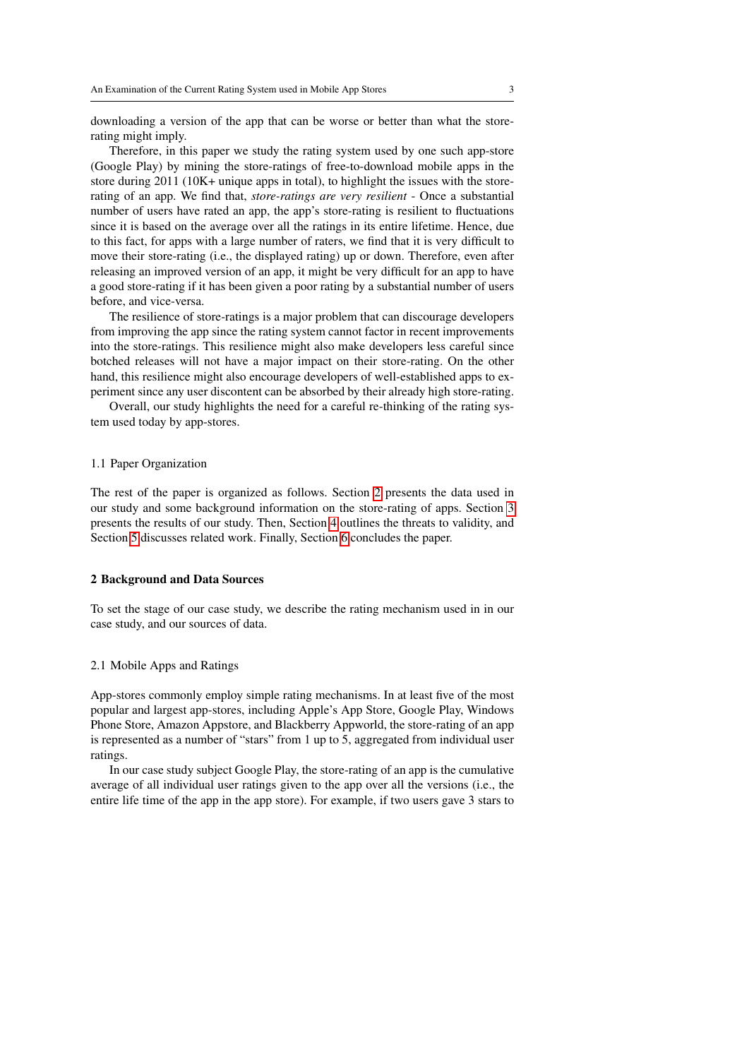downloading a version of the app that can be worse or better than what the store-rating might imply.

Therefore, in this paper we study the rating system used by one such app-store (Google Play) by mining the store-ratings of free-to-download mobile apps in the store during 2011 (10K+ unique apps in total), to highlight the issues with the store-rating of an app. We find that, *store-ratings are very resilient* - Once a substantial number of users have rated an app, the app's store-rating is resilient to fluctuations since it is based on the average over all the ratings in its entire lifetime. Hence, due to this fact, for apps with a large number of raters, we find that it is very difficult to move their store-rating (i.e., the displayed rating) up or down. Therefore, even after releasing an improved version of an app, it might be very difficult for an app to have a good store-rating if it has been given a poor rating by a substantial number of users before, and vice-versa.

The resilience of store-ratings is a major problem that can discourage developers from improving the app since the rating system cannot factor in recent improvements into the store-ratings. This resilience might also make developers less careful since botched releases will not have a major impact on their store-rating. On the other hand, this resilience might also encourage developers of well-established apps to experiment since any user discontent can be absorbed by their already high store-rating.

Overall, our study highlights the need for a careful re-thinking of the rating system used today by app-stores.

### 1.1 Paper Organization

The rest of the paper is organized as follows. Section 2 presents the data used in our study and some background information on the store-rating of apps. Section 3 presents the results of our study. Then, Section 4 outlines the threats to validity, and Section 5 discusses related work. Finally, Section 6 concludes the paper.

## 2 Background and Data Sources

To set the stage of our case study, we describe the rating mechanism used in in our case study, and our sources of data.

### 2.1 Mobile Apps and Ratings

App-stores commonly employ simple rating mechanisms. In at least five of the most popular and largest app-stores, including Apple's App Store, Google Play, Windows Phone Store, Amazon Appstore, and Blackberry Appworld, the store-rating of an app is represented as a number of "stars" from 1 up to 5, aggregated from individual user ratings.

In our case study subject Google Play, the store-rating of an app is the cumulative average of all individual user ratings given to the app over all the versions (i.e., the entire life time of the app in the app store). For example, if two users gave 3 stars to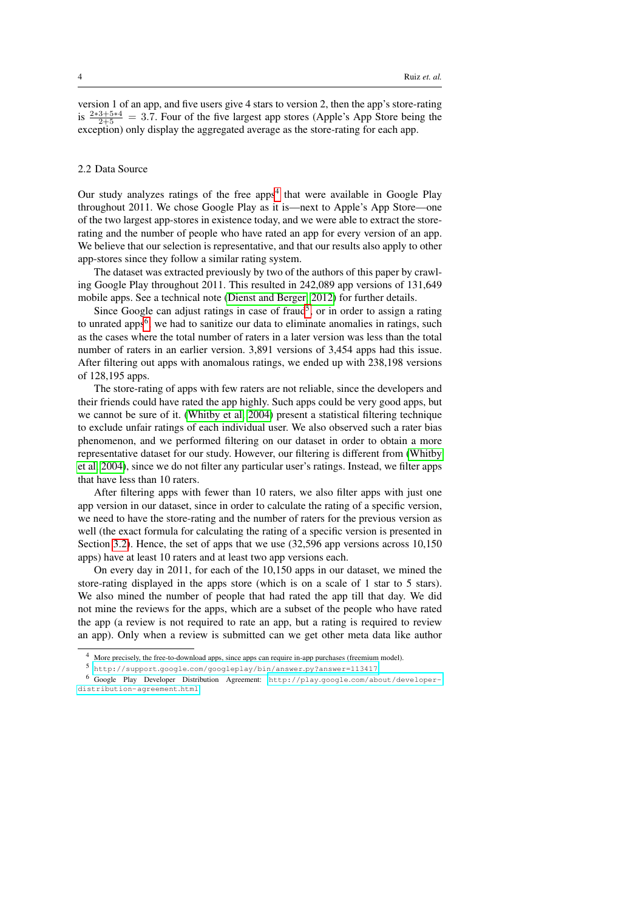version 1 of an app, and five users give 4 stars to version 2, then the app's store-rating is $\frac{2*3+5*4}{2+5} = 3.7$. Four of the five largest app stores (Apple's App Store being the exception) only display the aggregated average as the store-rating for each app.

### 2.2 Data Source

Our study analyzes ratings of the free apps[4] that were available in Google Play throughout 2011. We chose Google Play as it is—next to Apple's App Store—one of the two largest app-stores in existence today, and we were able to extract the store-rating and the number of people who have rated an app for every version of an app. We believe that our selection is representative, and that our results also apply to other app-stores since they follow a similar rating system.

The dataset was extracted previously by two of the authors of this paper by crawling Google Play throughout 2011. This resulted in 242,089 app versions of 131,649 mobile apps. See a technical note (Dienst and Berger, 2012) for further details.

Since Google can adjust ratings in case of fraud[5], or in order to assign a rating to unrated apps[6], we had to sanitize our data to eliminate anomalies in ratings, such as the cases where the total number of raters in a later version was less than the total number of raters in an earlier version. 3,891 versions of 3,454 apps had this issue. After filtering out apps with anomalous ratings, we ended up with 238,198 versions of 128,195 apps.

The store-rating of apps with few raters are not reliable, since the developers and their friends could have rated the app highly. Such apps could be very good apps, but we cannot be sure of it. (Whitby et al, 2004) present a statistical filtering technique to exclude unfair ratings of each individual user. We also observed such a rater bias phenomenon, and we performed filtering on our dataset in order to obtain a more representative dataset for our study. However, our filtering is different from (Whitby et al, 2004), since we do not filter any particular user's ratings. Instead, we filter apps that have less than 10 raters.

After filtering apps with fewer than 10 raters, we also filter apps with just one app version in our dataset, since in order to calculate the rating of a specific version, we need to have the store-rating and the number of raters for the previous version as well (the exact formula for calculating the rating of a specific version is presented in Section 3.2). Hence, the set of apps that we use (32,596 app versions across 10,150 apps) have at least 10 raters and at least two app versions each.

On every day in 2011, for each of the 10,150 apps in our dataset, we mined the store-rating displayed in the apps store (which is on a scale of 1 star to 5 stars). We also mined the number of people that had rated the app till that day. We did not mine the reviews for the apps, which are a subset of the people who have rated the app (a review is not required to rate an app, but a rating is required to review an app). Only when a review is submitted can we get other meta data like author

---

[4] More precisely, the free-to-download apps, since apps can require in-app purchases (freemium model).

[5] http://support.google.com/googleplay/bin/answer.py?answer=113417

[6] Google Play Developer Distribution Agreement: http://play.google.com/about/developer-distribution-agreement.html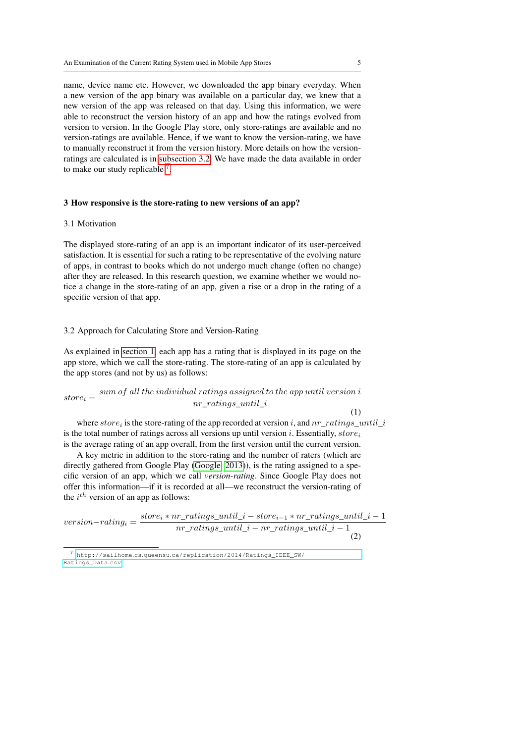name, device name etc. However, we downloaded the app binary everyday. When a new version of the app binary was available on a particular day, we knew that a new version of the app was released on that day. Using this information, we were able to reconstruct the version history of an app and how the ratings evolved from version to version. In the Google Play store, only store-ratings are available and no version-ratings are available. Hence, if we want to know the version-rating, we have to manually reconstruct it from the version history. More details on how the version-ratings are calculated is in subsection 3.2. We have made the data available in order to make our study replicable [7].

## 3 How responsive is the store-rating to new versions of an app?

### 3.1 Motivation

The displayed store-rating of an app is an important indicator of its user-perceived satisfaction. It is essential for such a rating to be representative of the evolving nature of apps, in contrast to books which do not undergo much change (often no change) after they are released. In this research question, we examine whether we would notice a change in the store-rating of an app, given a rise or a drop in the rating of a specific version of that app.

### 3.2 Approach for Calculating Store and Version-Rating

As explained in section 1, each app has a rating that is displayed in its page on the app store, which we call the store-rating. The store-rating of an app is calculated by the app stores (and not by us) as follows:

$$store_i = \frac{sum\ of\ all\ the\ individual\ ratings\ assigned\ to\ the\ app\ until\ version\ i}{nr\_ratings\_until\_i} \tag{1}$$

where $store_i$ is the store-rating of the app recorded at version $i$, and $nr\_ratings\_until\_i$ is the total number of ratings across all versions up until version $i$. Essentially, $store_i$ is the average rating of an app overall, from the first version until the current version.

A key metric in addition to the store-rating and the number of raters (which are directly gathered from Google Play (Google, 2013)), is the rating assigned to a specific version of an app, which we call *version-rating*. Since Google Play does not offer this information—if it is recorded at all—we reconstruct the version-rating of the $i^{th}$ version of an app as follows:

$$version{-}rating_i = \frac{store_i * nr\_ratings\_until\_i - store_{i-1} * nr\_ratings\_until\_i - 1}{nr\_ratings\_until\_i - nr\_ratings\_until\_i - 1} \tag{2}$$

[7] http://sailhome.cs.queensu.ca/replication/2014/Ratings_IEEE_SW/Ratings_Data.csv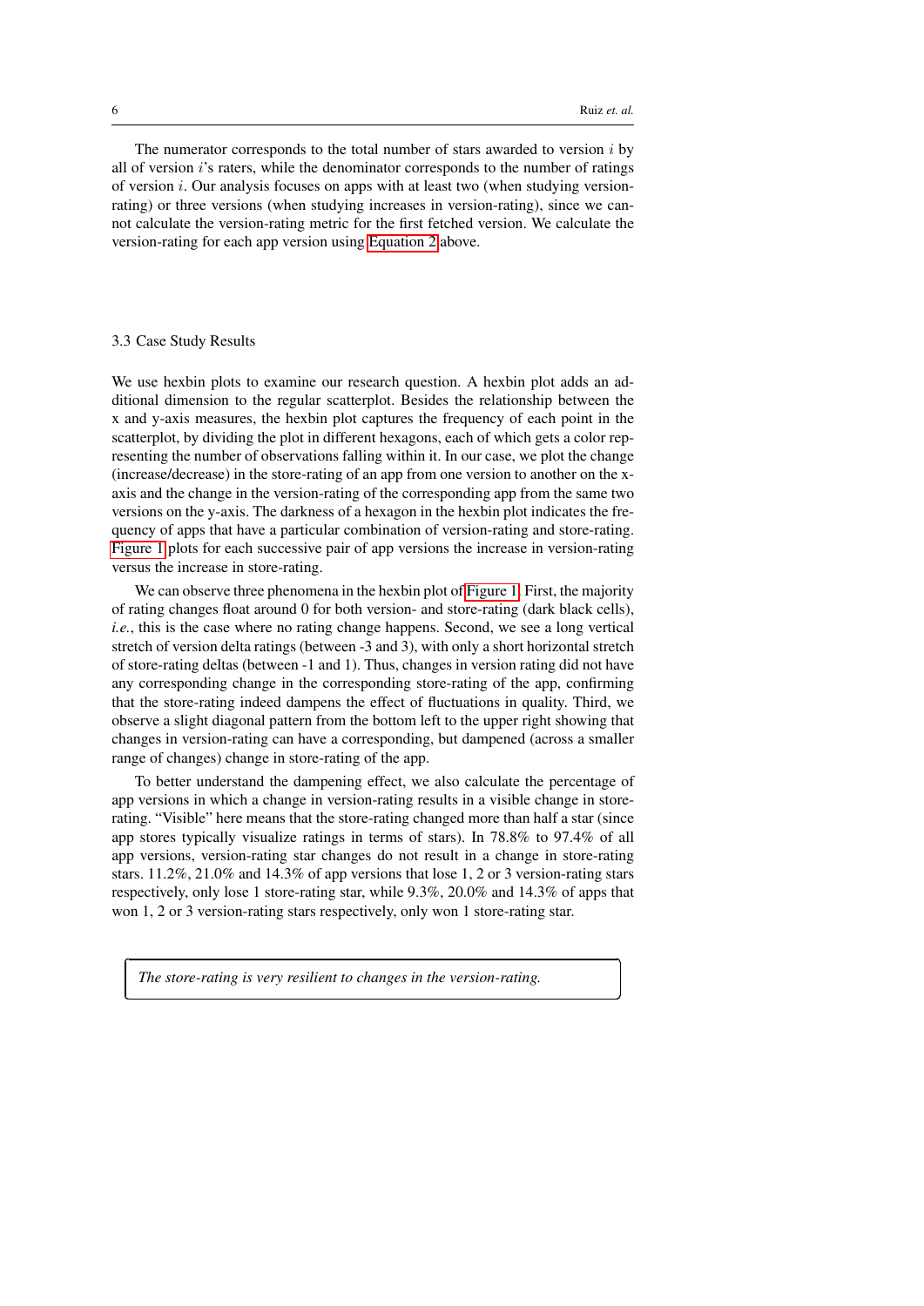The numerator corresponds to the total number of stars awarded to version $i$ by all of version $i$'s raters, while the denominator corresponds to the number of ratings of version $i$. Our analysis focuses on apps with at least two (when studying version-rating) or three versions (when studying increases in version-rating), since we cannot calculate the version-rating metric for the first fetched version. We calculate the version-rating for each app version using Equation 2 above.

### 3.3 Case Study Results

We use hexbin plots to examine our research question. A hexbin plot adds an additional dimension to the regular scatterplot. Besides the relationship between the x and y-axis measures, the hexbin plot captures the frequency of each point in the scatterplot, by dividing the plot in different hexagons, each of which gets a color representing the number of observations falling within it. In our case, we plot the change (increase/decrease) in the store-rating of an app from one version to another on the x-axis and the change in the version-rating of the corresponding app from the same two versions on the y-axis. The darkness of a hexagon in the hexbin plot indicates the frequency of apps that have a particular combination of version-rating and store-rating. Figure 1 plots for each successive pair of app versions the increase in version-rating versus the increase in store-rating.

We can observe three phenomena in the hexbin plot of Figure 1. First, the majority of rating changes float around 0 for both version- and store-rating (dark black cells), *i.e.*, this is the case where no rating change happens. Second, we see a long vertical stretch of version delta ratings (between -3 and 3), with only a short horizontal stretch of store-rating deltas (between -1 and 1). Thus, changes in version rating did not have any corresponding change in the corresponding store-rating of the app, confirming that the store-rating indeed dampens the effect of fluctuations in quality. Third, we observe a slight diagonal pattern from the bottom left to the upper right showing that changes in version-rating can have a corresponding, but dampened (across a smaller range of changes) change in store-rating of the app.

To better understand the dampening effect, we also calculate the percentage of app versions in which a change in version-rating results in a visible change in store-rating. "Visible" here means that the store-rating changed more than half a star (since app stores typically visualize ratings in terms of stars). In 78.8% to 97.4% of all app versions, version-rating star changes do not result in a change in store-rating stars. 11.2%, 21.0% and 14.3% of app versions that lose 1, 2 or 3 version-rating stars respectively, only lose 1 store-rating star, while 9.3%, 20.0% and 14.3% of apps that won 1, 2 or 3 version-rating stars respectively, only won 1 store-rating star.

> *The store-rating is very resilient to changes in the version-rating.*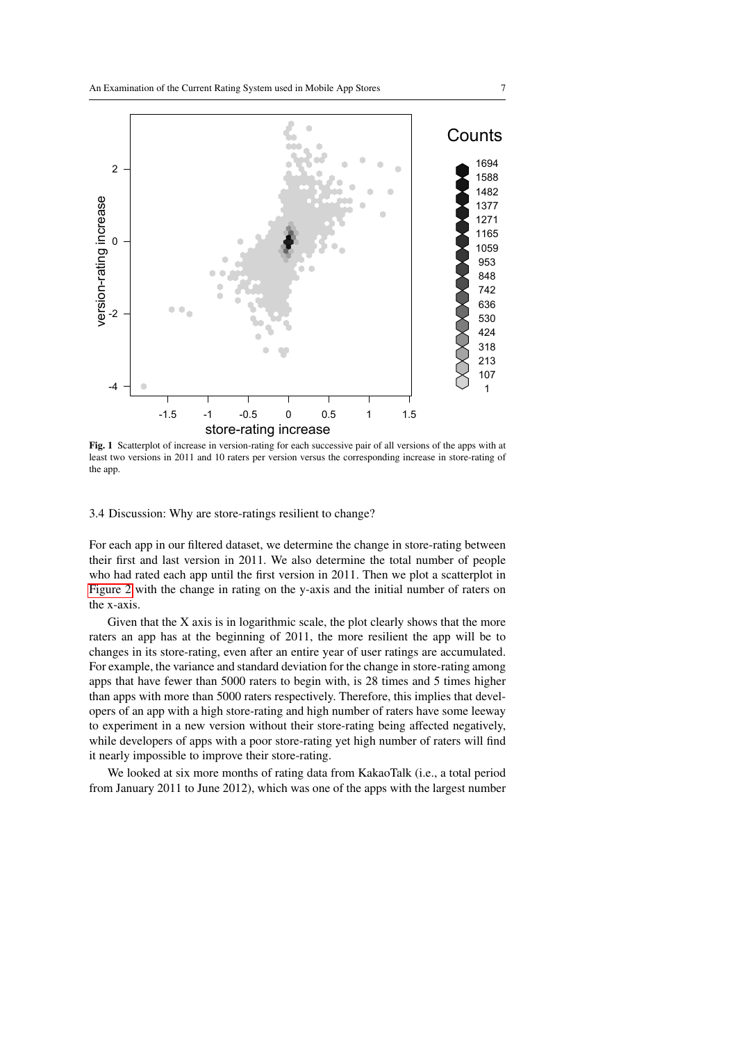**Fig. 1** Scatterplot of increase in version-rating for each successive pair of all versions of the apps with at least two versions in 2011 and 10 raters per version versus the corresponding increase in store-rating of the app.

### 3.4 Discussion: Why are store-ratings resilient to change?

For each app in our filtered dataset, we determine the change in store-rating between their first and last version in 2011. We also determine the total number of people who had rated each app until the first version in 2011. Then we plot a scatterplot in Figure 2 with the change in rating on the y-axis and the initial number of raters on the x-axis.

Given that the X axis is in logarithmic scale, the plot clearly shows that the more raters an app has at the beginning of 2011, the more resilient the app will be to changes in its store-rating, even after an entire year of user ratings are accumulated. For example, the variance and standard deviation for the change in store-rating among apps that have fewer than 5000 raters to begin with, is 28 times and 5 times higher than apps with more than 5000 raters respectively. Therefore, this implies that developers of an app with a high store-rating and high number of raters have some leeway to experiment in a new version without their store-rating being affected negatively, while developers of apps with a poor store-rating yet high number of raters will find it nearly impossible to improve their store-rating.

We looked at six more months of rating data from KakaoTalk (i.e., a total period from January 2011 to June 2012), which was one of the apps with the largest number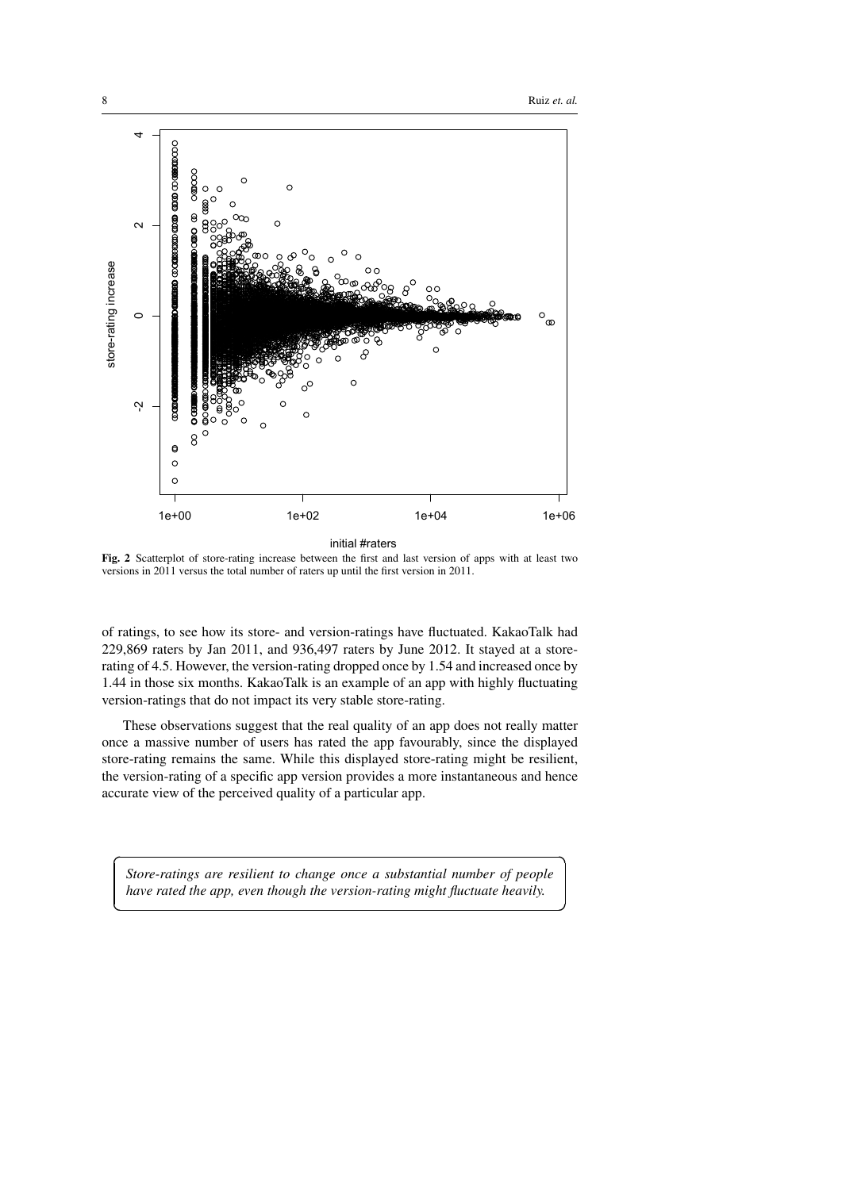**Fig. 2** Scatterplot of store-rating increase between the first and last version of apps with at least two versions in 2011 versus the total number of raters up until the first version in 2011.

of ratings, to see how its store- and version-ratings have fluctuated. KakaoTalk had 229,869 raters by Jan 2011, and 936,497 raters by June 2012. It stayed at a store-rating of 4.5. However, the version-rating dropped once by 1.54 and increased once by 1.44 in those six months. KakaoTalk is an example of an app with highly fluctuating version-ratings that do not impact its very stable store-rating.

These observations suggest that the real quality of an app does not really matter once a massive number of users has rated the app favourably, since the displayed store-rating remains the same. While this displayed store-rating might be resilient, the version-rating of a specific app version provides a more instantaneous and hence accurate view of the perceived quality of a particular app.

> *Store-ratings are resilient to change once a substantial number of people have rated the app, even though the version-rating might fluctuate heavily.*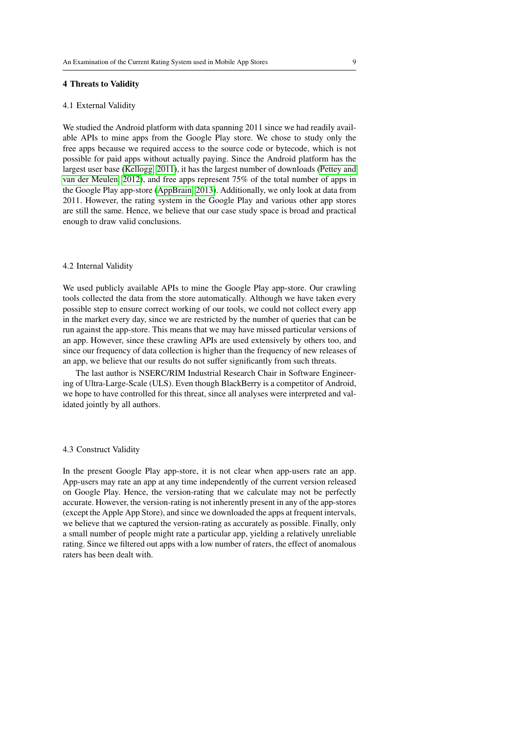## 4 Threats to Validity

### 4.1 External Validity

We studied the Android platform with data spanning 2011 since we had readily available APIs to mine apps from the Google Play store. We chose to study only the free apps because we required access to the source code or bytecode, which is not possible for paid apps without actually paying. Since the Android platform has the largest user base (Kellogg 2011), it has the largest number of downloads (Pettey and van der Meulen 2012), and free apps represent 75% of the total number of apps in the Google Play app-store (AppBrain 2013). Additionally, we only look at data from 2011. However, the rating system in the Google Play and various other app stores are still the same. Hence, we believe that our case study space is broad and practical enough to draw valid conclusions.

### 4.2 Internal Validity

We used publicly available APIs to mine the Google Play app-store. Our crawling tools collected the data from the store automatically. Although we have taken every possible step to ensure correct working of our tools, we could not collect every app in the market every day, since we are restricted by the number of queries that can be run against the app-store. This means that we may have missed particular versions of an app. However, since these crawling APIs are used extensively by others too, and since our frequency of data collection is higher than the frequency of new releases of an app, we believe that our results do not suffer significantly from such threats.

The last author is NSERC/RIM Industrial Research Chair in Software Engineering of Ultra-Large-Scale (ULS). Even though BlackBerry is a competitor of Android, we hope to have controlled for this threat, since all analyses were interpreted and validated jointly by all authors.

### 4.3 Construct Validity

In the present Google Play app-store, it is not clear when app-users rate an app. App-users may rate an app at any time independently of the current version released on Google Play. Hence, the version-rating that we calculate may not be perfectly accurate. However, the version-rating is not inherently present in any of the app-stores (except the Apple App Store), and since we downloaded the apps at frequent intervals, we believe that we captured the version-rating as accurately as possible. Finally, only a small number of people might rate a particular app, yielding a relatively unreliable rating. Since we filtered out apps with a low number of raters, the effect of anomalous raters has been dealt with.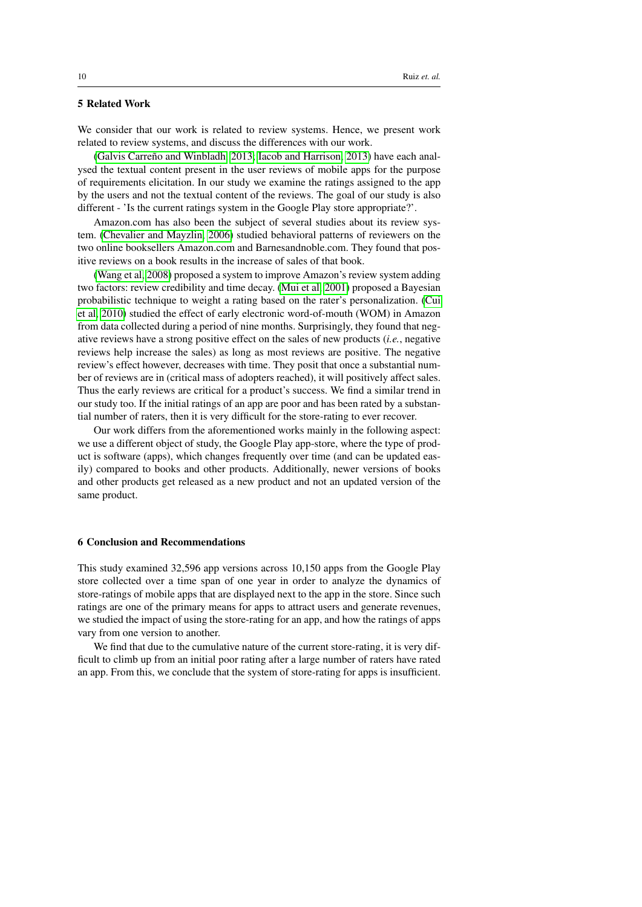## 5 Related Work

We consider that our work is related to review systems. Hence, we present work related to review systems, and discuss the differences with our work.

(Galvis Carreño and Winbladh, 2013; Iacob and Harrison, 2013) have each analysed the textual content present in the user reviews of mobile apps for the purpose of requirements elicitation. In our study we examine the ratings assigned to the app by the users and not the textual content of the reviews. The goal of our study is also different - 'Is the current ratings system in the Google Play store appropriate?'.

Amazon.com has also been the subject of several studies about its review system. (Chevalier and Mayzlin, 2006) studied behavioral patterns of reviewers on the two online booksellers Amazon.com and Barnesandnoble.com. They found that positive reviews on a book results in the increase of sales of that book.

(Wang et al, 2008) proposed a system to improve Amazon's review system adding two factors: review credibility and time decay. (Mui et al, 2001) proposed a Bayesian probabilistic technique to weight a rating based on the rater's personalization. (Cui et al, 2010) studied the effect of early electronic word-of-mouth (WOM) in Amazon from data collected during a period of nine months. Surprisingly, they found that negative reviews have a strong positive effect on the sales of new products (*i.e.*, negative reviews help increase the sales) as long as most reviews are positive. The negative review's effect however, decreases with time. They posit that once a substantial number of reviews are in (critical mass of adopters reached), it will positively affect sales. Thus the early reviews are critical for a product's success. We find a similar trend in our study too. If the initial ratings of an app are poor and has been rated by a substantial number of raters, then it is very difficult for the store-rating to ever recover.

Our work differs from the aforementioned works mainly in the following aspect: we use a different object of study, the Google Play app-store, where the type of product is software (apps), which changes frequently over time (and can be updated easily) compared to books and other products. Additionally, newer versions of books and other products get released as a new product and not an updated version of the same product.

## 6 Conclusion and Recommendations

This study examined 32,596 app versions across 10,150 apps from the Google Play store collected over a time span of one year in order to analyze the dynamics of store-ratings of mobile apps that are displayed next to the app in the store. Since such ratings are one of the primary means for apps to attract users and generate revenues, we studied the impact of using the store-rating for an app, and how the ratings of apps vary from one version to another.

We find that due to the cumulative nature of the current store-rating, it is very difficult to climb up from an initial poor rating after a large number of raters have rated an app. From this, we conclude that the system of store-rating for apps is insufficient.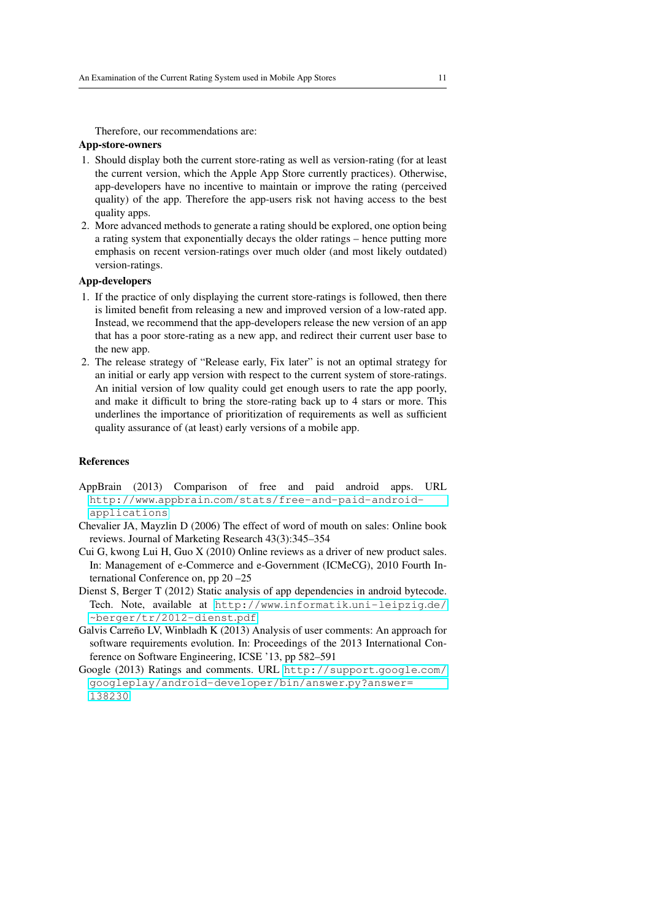Therefore, our recommendations are:

**App-store-owners**

1. Should display both the current store-rating as well as version-rating (for at least the current version, which the Apple App Store currently practices). Otherwise, app-developers have no incentive to maintain or improve the rating (perceived quality) of the app. Therefore the app-users risk not having access to the best quality apps.
2. More advanced methods to generate a rating should be explored, one option being a rating system that exponentially decays the older ratings – hence putting more emphasis on recent version-ratings over much older (and most likely outdated) version-ratings.

**App-developers**

1. If the practice of only displaying the current store-ratings is followed, then there is limited benefit from releasing a new and improved version of a low-rated app. Instead, we recommend that the app-developers release the new version of an app that has a poor store-rating as a new app, and redirect their current user base to the new app.
2. The release strategy of "Release early, Fix later" is not an optimal strategy for an initial or early app version with respect to the current system of store-ratings. An initial version of low quality could get enough users to rate the app poorly, and make it difficult to bring the store-rating back up to 4 stars or more. This underlines the importance of prioritization of requirements as well as sufficient quality assurance of (at least) early versions of a mobile app.

## References

AppBrain (2013) Comparison of free and paid android apps. URL http://www.appbrain.com/stats/free-and-paid-android-applications

Chevalier JA, Mayzlin D (2006) The effect of word of mouth on sales: Online book reviews. Journal of Marketing Research 43(3):345–354

Cui G, kwong Lui H, Guo X (2010) Online reviews as a driver of new product sales. In: Management of e-Commerce and e-Government (ICMeCG), 2010 Fourth International Conference on, pp 20 –25

Dienst S, Berger T (2012) Static analysis of app dependencies in android bytecode. Tech. Note, available at http://www.informatik.uni-leipzig.de/~berger/tr/2012-dienst.pdf

Galvis Carreño LV, Winbladh K (2013) Analysis of user comments: An approach for software requirements evolution. In: Proceedings of the 2013 International Conference on Software Engineering, ICSE '13, pp 582–591

Google (2013) Ratings and comments. URL http://support.google.com/googleplay/android-developer/bin/answer.py?answer=138230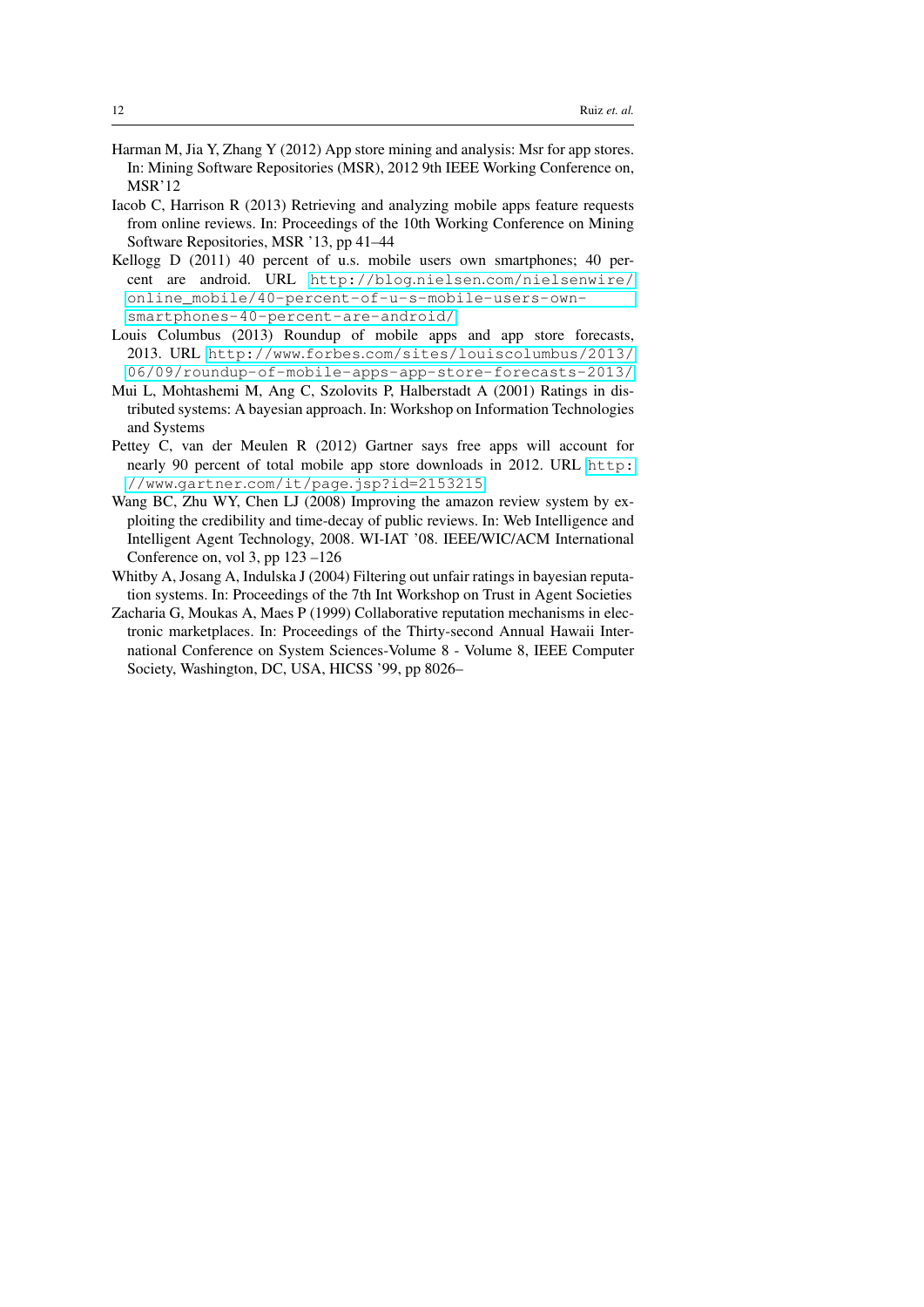Harman M, Jia Y, Zhang Y (2012) App store mining and analysis: Msr for app stores. In: Mining Software Repositories (MSR), 2012 9th IEEE Working Conference on, MSR'12

Iacob C, Harrison R (2013) Retrieving and analyzing mobile apps feature requests from online reviews. In: Proceedings of the 10th Working Conference on Mining Software Repositories, MSR '13, pp 41–44

Kellogg D (2011) 40 percent of u.s. mobile users own smartphones; 40 percent are android. URL http://blog.nielsen.com/nielsenwire/online_mobile/40-percent-of-u-s-mobile-users-own-smartphones-40-percent-are-android/

Louis Columbus (2013) Roundup of mobile apps and app store forecasts, 2013. URL http://www.forbes.com/sites/louiscolumbus/2013/06/09/roundup-of-mobile-apps-app-store-forecasts-2013/

Mui L, Mohtashemi M, Ang C, Szolovits P, Halberstadt A (2001) Ratings in distributed systems: A bayesian approach. In: Workshop on Information Technologies and Systems

Pettey C, van der Meulen R (2012) Gartner says free apps will account for nearly 90 percent of total mobile app store downloads in 2012. URL http://www.gartner.com/it/page.jsp?id=2153215

Wang BC, Zhu WY, Chen LJ (2008) Improving the amazon review system by exploiting the credibility and time-decay of public reviews. In: Web Intelligence and Intelligent Agent Technology, 2008. WI-IAT '08. IEEE/WIC/ACM International Conference on, vol 3, pp 123 –126

Whitby A, Josang A, Indulska J (2004) Filtering out unfair ratings in bayesian reputation systems. In: Proceedings of the 7th Int Workshop on Trust in Agent Societies

Zacharia G, Moukas A, Maes P (1999) Collaborative reputation mechanisms in electronic marketplaces. In: Proceedings of the Thirty-second Annual Hawaii International Conference on System Sciences-Volume 8 - Volume 8, IEEE Computer Society, Washington, DC, USA, HICSS '99, pp 8026–